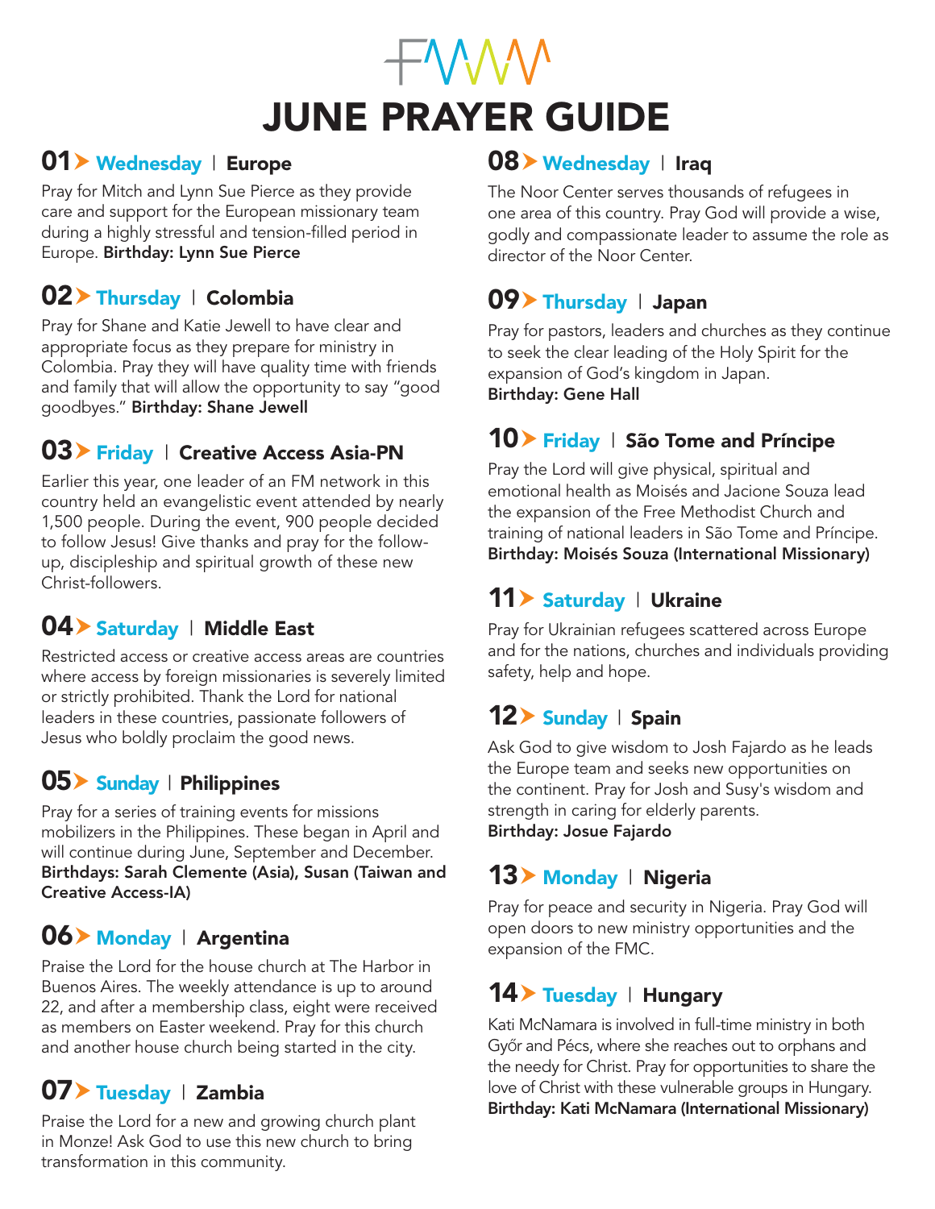# JUNE PRAYER GUIDE

## 01 Wednesday | Europe

Pray for Mitch and Lynn Sue Pierce as they provide care and support for the European missionary team during a highly stressful and tension-filled period in Europe. **Birthday: Lynn Sue Pierce**

## 02 Thursday | Colombia

Pray for Shane and Katie Jewell to have clear and appropriate focus as they prepare for ministry in Colombia. Pray they will have quality time with friends and family that will allow the opportunity to say "good goodbyes." **Birthday: Shane Jewell**

## 03 Friday | Creative Access Asia-PN

Earlier this year, one leader of an FM network in this country held an evangelistic event attended by nearly 1,500 people. During the event, 900 people decided to follow Jesus! Give thanks and pray for the follow-up, discipleship and spiritual growth of these new Christ-followers.

## 04 Saturday | Middle East

Restricted access or creative access areas are countries where access by foreign missionaries is severely limited or strictly prohibited. Thank the Lord for national leaders in these countries, passionate followers of Jesus who boldly proclaim the good news.

## 05 Sunday | Philippines

Pray for a series of training events for missions mobilizers in the Philippines. These began in April and will continue during June, September and December. **Birthdays: Sarah Clemente (Asia), Susan (Taiwan and Creative Access-IA)**

## 06 Monday | Argentina

Praise the Lord for the house church at The Harbor in Buenos Aires. The weekly attendance is up to around 22, and after a membership class, eight were received as members on Easter weekend. Pray for this church and another house church being started in the city.

## 07 Tuesday | Zambia

Praise the Lord for a new and growing church plant in Monze! Ask God to use this new church to bring transformation in this community.

## 08 Wednesday | Iraq

The Noor Center serves thousands of refugees in one area of this country. Pray God will provide a wise, godly and compassionate leader to assume the role as director of the Noor Center.

## 09 Thursday | Japan

Pray for pastors, leaders and churches as they continue to seek the clear leading of the Holy Spirit for the expansion of God's kingdom in Japan.
**Birthday: Gene Hall**

## 10 Friday | São Tome and Príncipe

Pray the Lord will give physical, spiritual and emotional health as Moisés and Jacione Souza lead the expansion of the Free Methodist Church and training of national leaders in São Tome and Príncipe.
**Birthday: Moisés Souza (International Missionary)**

## 11 Saturday | Ukraine

Pray for Ukrainian refugees scattered across Europe and for the nations, churches and individuals providing safety, help and hope.

## 12 Sunday | Spain

Ask God to give wisdom to Josh Fajardo as he leads the Europe team and seeks new opportunities on the continent. Pray for Josh and Susy's wisdom and strength in caring for elderly parents.
**Birthday: Josue Fajardo**

## 13 Monday | Nigeria

Pray for peace and security in Nigeria. Pray God will open doors to new ministry opportunities and the expansion of the FMC.

## 14 Tuesday | Hungary

Kati McNamara is involved in full-time ministry in both Győr and Pécs, where she reaches out to orphans and the needy for Christ. Pray for opportunities to share the love of Christ with these vulnerable groups in Hungary.
**Birthday: Kati McNamara (International Missionary)**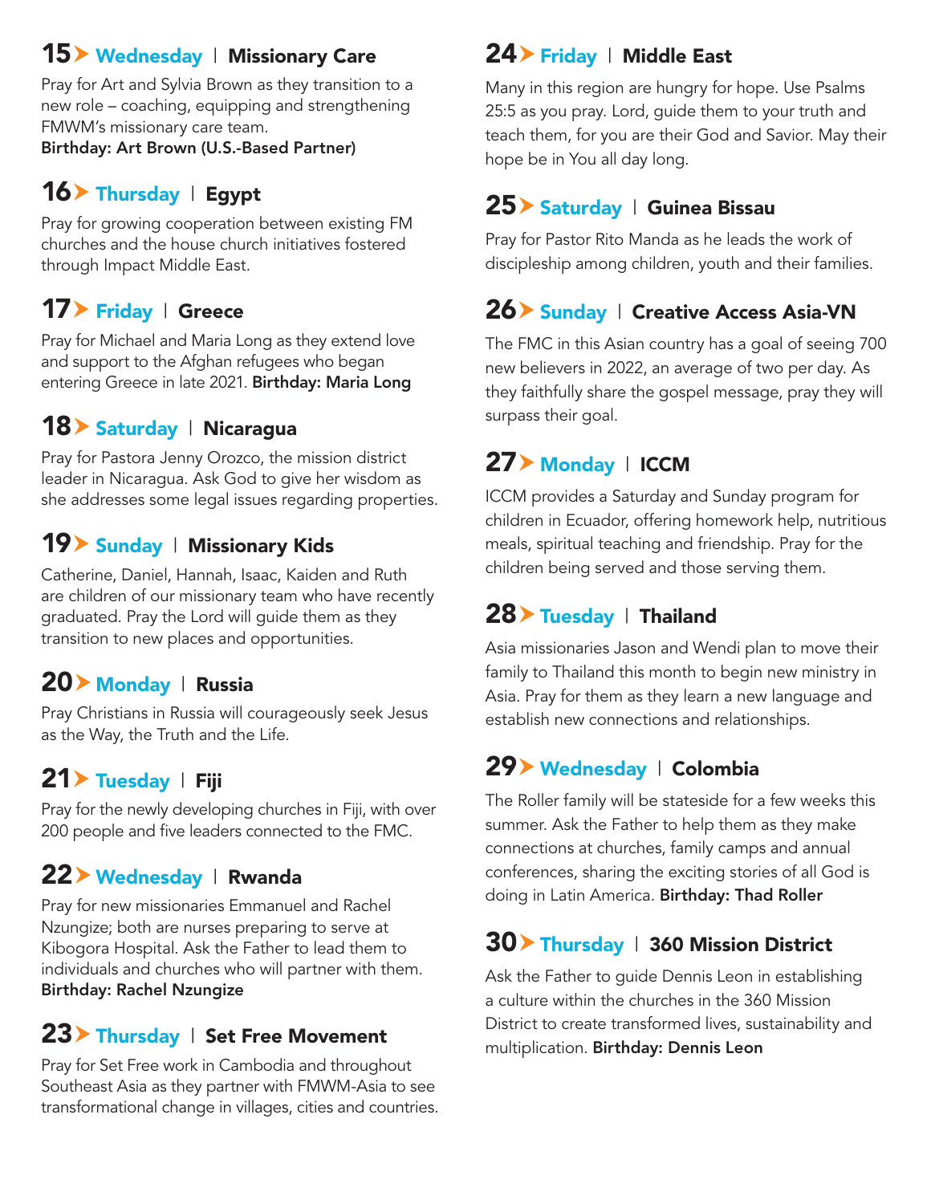## 15 > Wednesday | Missionary Care

Pray for Art and Sylvia Brown as they transition to a new role – coaching, equipping and strengthening FMWM's missionary care team.
**Birthday: Art Brown (U.S.-Based Partner)**

## 16 > Thursday | Egypt

Pray for growing cooperation between existing FM churches and the house church initiatives fostered through Impact Middle East.

## 17 > Friday | Greece

Pray for Michael and Maria Long as they extend love and support to the Afghan refugees who began entering Greece in late 2021. **Birthday: Maria Long**

## 18 > Saturday | Nicaragua

Pray for Pastora Jenny Orozco, the mission district leader in Nicaragua. Ask God to give her wisdom as she addresses some legal issues regarding properties.

## 19 > Sunday | Missionary Kids

Catherine, Daniel, Hannah, Isaac, Kaiden and Ruth are children of our missionary team who have recently graduated. Pray the Lord will guide them as they transition to new places and opportunities.

## 20 > Monday | Russia

Pray Christians in Russia will courageously seek Jesus as the Way, the Truth and the Life.

## 21 > Tuesday | Fiji

Pray for the newly developing churches in Fiji, with over 200 people and five leaders connected to the FMC.

## 22 > Wednesday | Rwanda

Pray for new missionaries Emmanuel and Rachel Nzungize; both are nurses preparing to serve at Kibogora Hospital. Ask the Father to lead them to individuals and churches who will partner with them.
**Birthday: Rachel Nzungize**

## 23 > Thursday | Set Free Movement

Pray for Set Free work in Cambodia and throughout Southeast Asia as they partner with FMWM-Asia to see transformational change in villages, cities and countries.

## 24 > Friday | Middle East

Many in this region are hungry for hope. Use Psalms 25:5 as you pray. Lord, guide them to your truth and teach them, for you are their God and Savior. May their hope be in You all day long.

## 25 > Saturday | Guinea Bissau

Pray for Pastor Rito Manda as he leads the work of discipleship among children, youth and their families.

## 26 > Sunday | Creative Access Asia-VN

The FMC in this Asian country has a goal of seeing 700 new believers in 2022, an average of two per day. As they faithfully share the gospel message, pray they will surpass their goal.

## 27 > Monday | ICCM

ICCM provides a Saturday and Sunday program for children in Ecuador, offering homework help, nutritious meals, spiritual teaching and friendship. Pray for the children being served and those serving them.

## 28 > Tuesday | Thailand

Asia missionaries Jason and Wendi plan to move their family to Thailand this month to begin new ministry in Asia. Pray for them as they learn a new language and establish new connections and relationships.

## 29 > Wednesday | Colombia

The Roller family will be stateside for a few weeks this summer. Ask the Father to help them as they make connections at churches, family camps and annual conferences, sharing the exciting stories of all God is doing in Latin America. **Birthday: Thad Roller**

## 30 > Thursday | 360 Mission District

Ask the Father to guide Dennis Leon in establishing a culture within the churches in the 360 Mission District to create transformed lives, sustainability and multiplication. **Birthday: Dennis Leon**